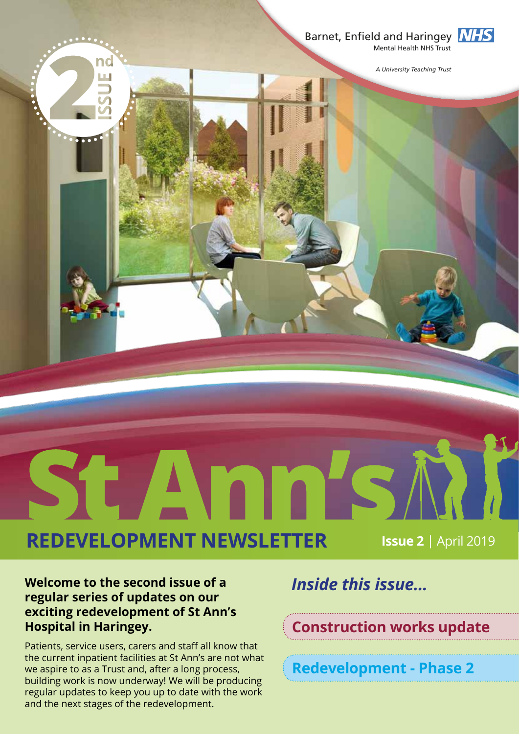Barnet, Enfield and Haringey NHS
Mental Health NHS Trust

*A University Teaching Trust*

2nd ISSUE

# St Ann's

## REDEVELOPMENT NEWSLETTER

**Issue 2** | April 2019

**Welcome to the second issue of a regular series of updates on our exciting redevelopment of St Ann's Hospital in Haringey.**

Patients, service users, carers and staff all know that the current inpatient facilities at St Ann's are not what we aspire to as a Trust and, after a long process, building work is now underway! We will be producing regular updates to keep you up to date with the work and the next stages of the redevelopment.

### *Inside this issue...*

**Construction works update**

**Redevelopment - Phase 2**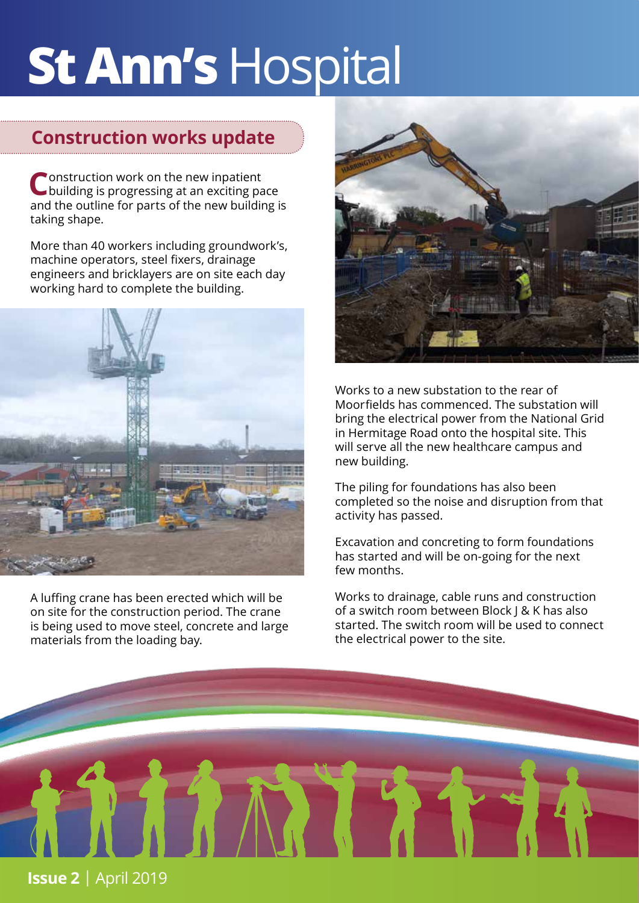# St Ann's Hospital

## Construction works update

Construction work on the new inpatient building is progressing at an exciting pace and the outline for parts of the new building is taking shape.

More than 40 workers including groundwork's, machine operators, steel fixers, drainage engineers and bricklayers are on site each day working hard to complete the building.

A luffing crane has been erected which will be on site for the construction period. The crane is being used to move steel, concrete and large materials from the loading bay.

Works to a new substation to the rear of Moorfields has commenced. The substation will bring the electrical power from the National Grid in Hermitage Road onto the hospital site. This will serve all the new healthcare campus and new building.

The piling for foundations has also been completed so the noise and disruption from that activity has passed.

Excavation and concreting to form foundations has started and will be on-going for the next few months.

Works to drainage, cable runs and construction of a switch room between Block J & K has also started. The switch room will be used to connect the electrical power to the site.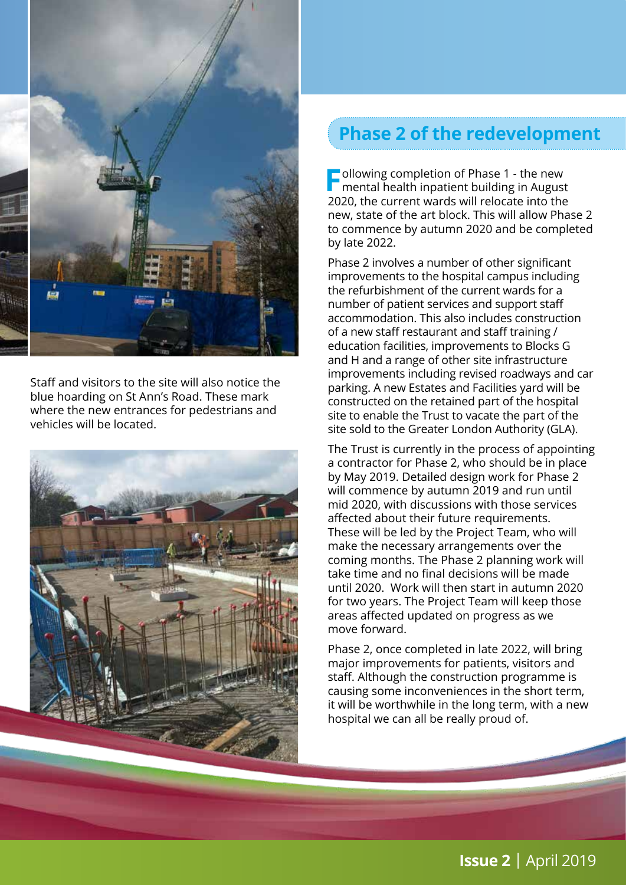Staff and visitors to the site will also notice the blue hoarding on St Ann's Road. These mark where the new entrances for pedestrians and vehicles will be located.

## Phase 2 of the redevelopment

Following completion of Phase 1 - the new mental health inpatient building in August 2020, the current wards will relocate into the new, state of the art block. This will allow Phase 2 to commence by autumn 2020 and be completed by late 2022.

Phase 2 involves a number of other significant improvements to the hospital campus including the refurbishment of the current wards for a number of patient services and support staff accommodation. This also includes construction of a new staff restaurant and staff training / education facilities, improvements to Blocks G and H and a range of other site infrastructure improvements including revised roadways and car parking. A new Estates and Facilities yard will be constructed on the retained part of the hospital site to enable the Trust to vacate the part of the site sold to the Greater London Authority (GLA).

The Trust is currently in the process of appointing a contractor for Phase 2, who should be in place by May 2019. Detailed design work for Phase 2 will commence by autumn 2019 and run until mid 2020, with discussions with those services affected about their future requirements. These will be led by the Project Team, who will make the necessary arrangements over the coming months. The Phase 2 planning work will take time and no final decisions will be made until 2020. Work will then start in autumn 2020 for two years. The Project Team will keep those areas affected updated on progress as we move forward.

Phase 2, once completed in late 2022, will bring major improvements for patients, visitors and staff. Although the construction programme is causing some inconveniences in the short term, it will be worthwhile in the long term, with a new hospital we can all be really proud of.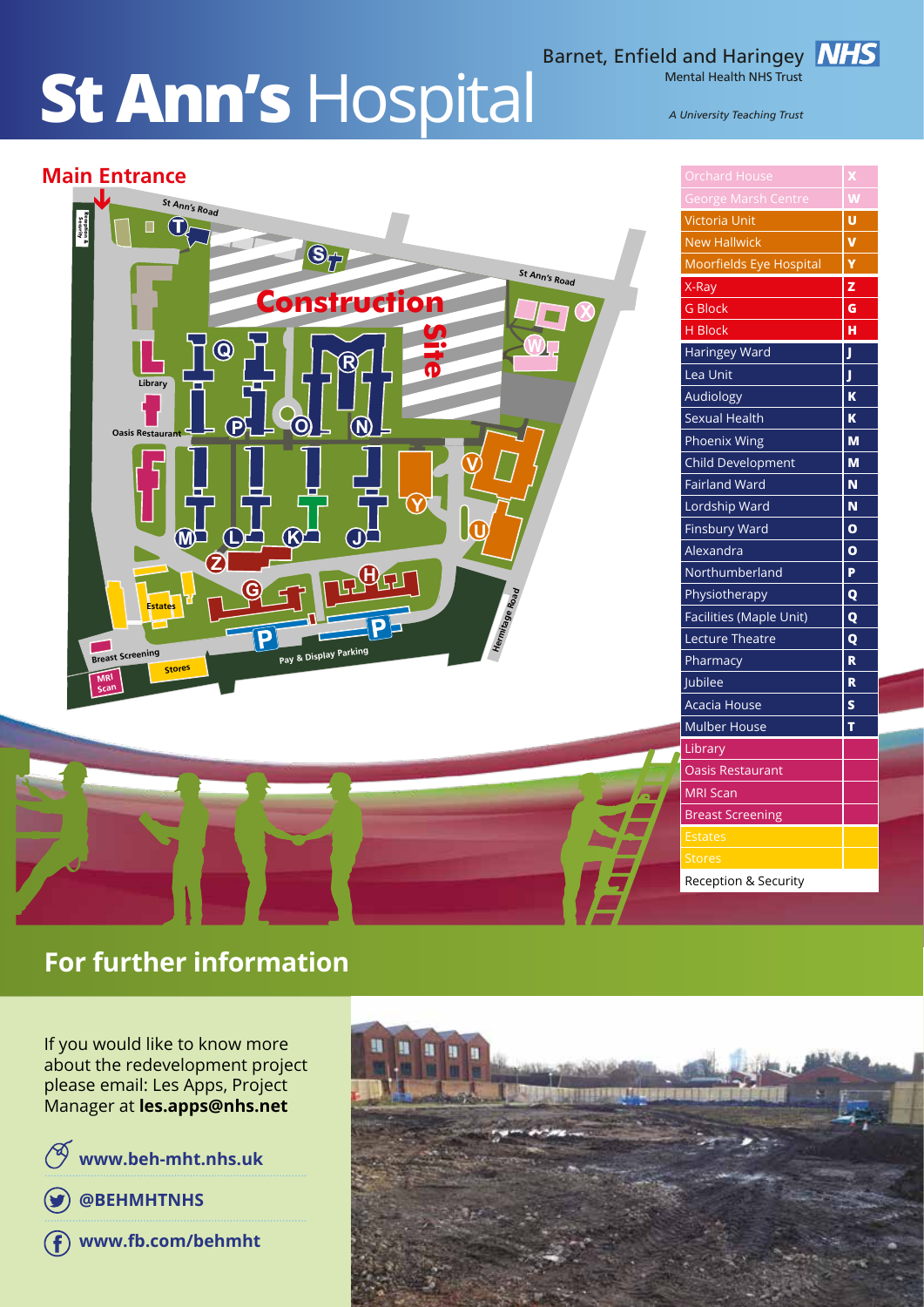# St Ann's Hospital

Barnet, Enfield and Haringey NHS
Mental Health NHS Trust

*A University Teaching Trust*

## Main Entrance

St Ann's Road

Construction Site

Library

Oasis Restaurant

Estates

Breast Screening

MRI Scan

Stores

Pay & Display Parking

Hermitage Road

Reception & Security

| | |
|---|---|
| Orchard House | X |
| George Marsh Centre | W |
| Victoria Unit | U |
| New Hallwick | V |
| Moorfields Eye Hospital | Y |
| X-Ray | Z |
| G Block | G |
| H Block | H |
| Haringey Ward | J |
| Lea Unit | J |
| Audiology | K |
| Sexual Health | K |
| Phoenix Wing | M |
| Child Development | M |
| Fairland Ward | N |
| Lordship Ward | N |
| Finsbury Ward | O |
| Alexandra | O |
| Northumberland | P |
| Physiotherapy | Q |
| Facilities (Maple Unit) | Q |
| Lecture Theatre | Q |
| Pharmacy | R |
| Jubilee | R |
| Acacia House | S |
| Mulber House | T |
| Library | |
| Oasis Restaurant | |
| MRI Scan | |
| Breast Screening | |
| Estates | |
| Stores | |
| Reception & Security | |

## For further information

If you would like to know more about the redevelopment project please email: Les Apps, Project Manager at **les.apps@nhs.net**

**www.beh-mht.nhs.uk**

**@BEHMHTNHS**

**www.fb.com/behmht**